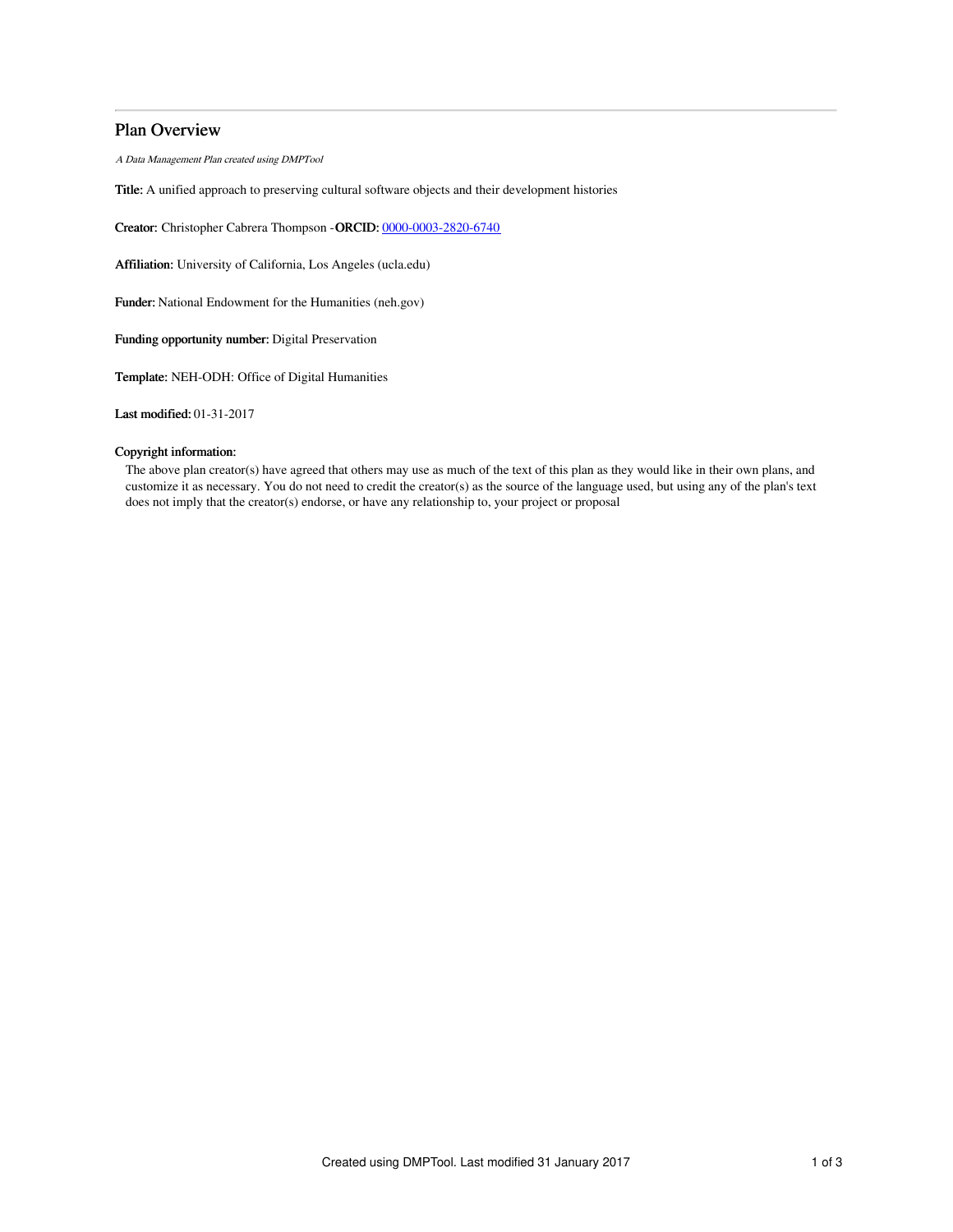# Plan Overview

*A Data Management Plan created using DMPTool*

**Title:** A unified approach to preserving cultural software objects and their development histories

**Creator:** Christopher Cabrera Thompson -**ORCID:** [0000-0003-2820-6740](0000-0003-2820-6740)

**Affiliation:** University of California, Los Angeles (ucla.edu)

**Funder:** National Endowment for the Humanities (neh.gov)

**Funding opportunity number:** Digital Preservation

**Template:** NEH-ODH: Office of Digital Humanities

**Last modified:** 01-31-2017

**Copyright information:**

The above plan creator(s) have agreed that others may use as much of the text of this plan as they would like in their own plans, and customize it as necessary. You do not need to credit the creator(s) as the source of the language used, but using any of the plan's text does not imply that the creator(s) endorse, or have any relationship to, your project or proposal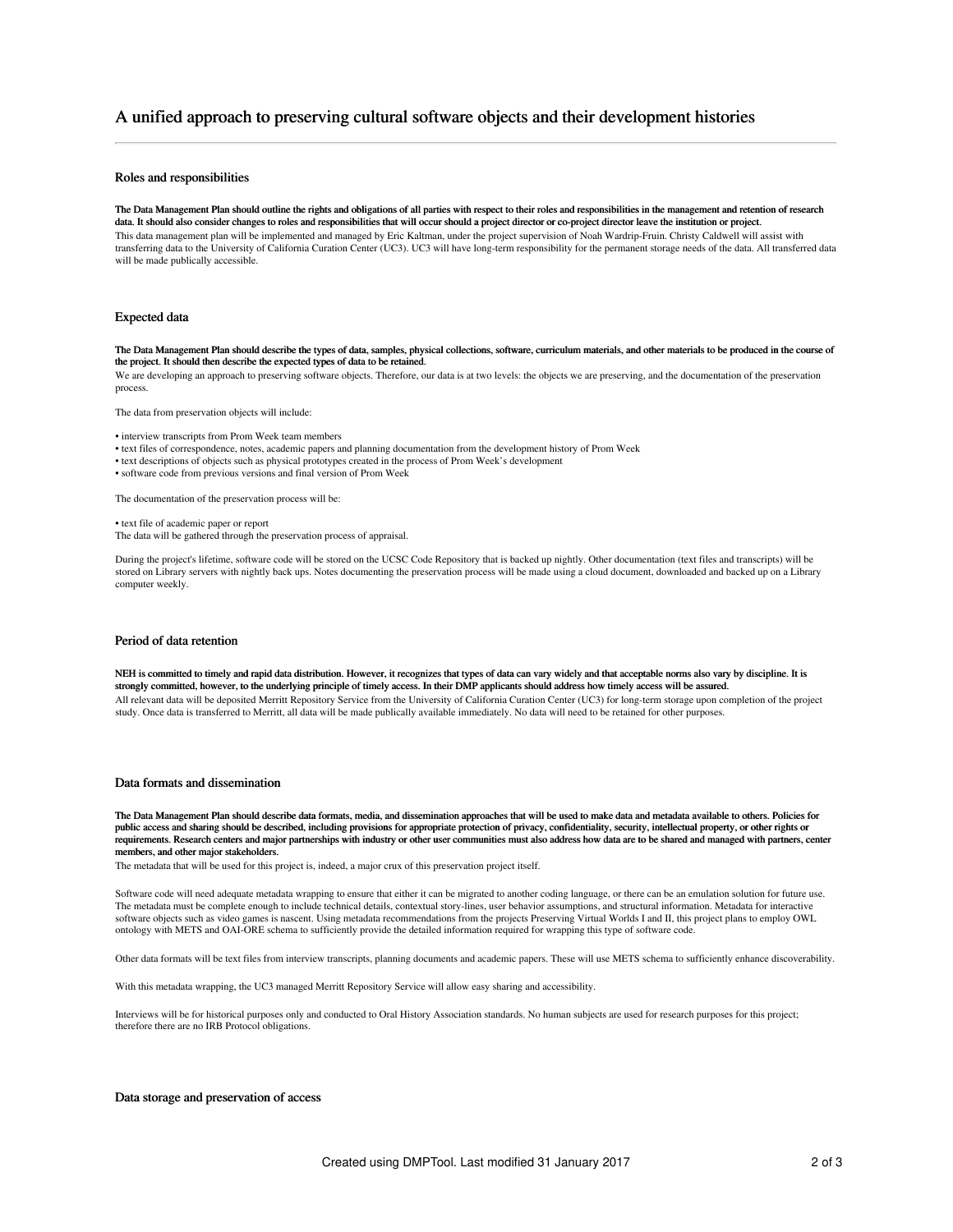# A unified approach to preserving cultural software objects and their development histories

## Roles and responsibilities

**The Data Management Plan should outline the rights and obligations of all parties with respect to their roles and responsibilities in the management and retention of research data. It should also consider changes to roles and responsibilities that will occur should a project director or co-project director leave the institution or project.**

This data management plan will be implemented and managed by Eric Kaltman, under the project supervision of Noah Wardrip-Fruin. Christy Caldwell will assist with transferring data to the University of California Curation Center (UC3). UC3 will have long-term responsibility for the permanent storage needs of the data. All transferred data will be made publically accessible.

## Expected data

**The Data Management Plan should describe the types of data, samples, physical collections, software, curriculum materials, and other materials to be produced in the course of the project. It should then describe the expected types of data to be retained.**

We are developing an approach to preserving software objects. Therefore, our data is at two levels: the objects we are preserving, and the documentation of the preservation process.

The data from preservation objects will include:

- interview transcripts from Prom Week team members
- text files of correspondence, notes, academic papers and planning documentation from the development history of Prom Week
- text descriptions of objects such as physical prototypes created in the process of Prom Week's development
- software code from previous versions and final version of Prom Week

The documentation of the preservation process will be:

- text file of academic paper or report

The data will be gathered through the preservation process of appraisal.

During the project's lifetime, software code will be stored on the UCSC Code Repository that is backed up nightly. Other documentation (text files and transcripts) will be stored on Library servers with nightly back ups. Notes documenting the preservation process will be made using a cloud document, downloaded and backed up on a Library computer weekly.

## Period of data retention

**NEH is committed to timely and rapid data distribution. However, it recognizes that types of data can vary widely and that acceptable norms also vary by discipline. It is strongly committed, however, to the underlying principle of timely access. In their DMP applicants should address how timely access will be assured.**

All relevant data will be deposited Merritt Repository Service from the University of California Curation Center (UC3) for long-term storage upon completion of the project study. Once data is transferred to Merritt, all data will be made publically available immediately. No data will need to be retained for other purposes.

## Data formats and dissemination

**The Data Management Plan should describe data formats, media, and dissemination approaches that will be used to make data and metadata available to others. Policies for public access and sharing should be described, including provisions for appropriate protection of privacy, confidentiality, security, intellectual property, or other rights or requirements. Research centers and major partnerships with industry or other user communities must also address how data are to be shared and managed with partners, center members, and other major stakeholders.**

The metadata that will be used for this project is, indeed, a major crux of this preservation project itself.

Software code will need adequate metadata wrapping to ensure that either it can be migrated to another coding language, or there can be an emulation solution for future use. The metadata must be complete enough to include technical details, contextual story-lines, user behavior assumptions, and structural information. Metadata for interactive software objects such as video games is nascent. Using metadata recommendations from the projects Preserving Virtual Worlds I and II, this project plans to employ OWL ontology with METS and OAI-ORE schema to sufficiently provide the detailed information required for wrapping this type of software code.

Other data formats will be text files from interview transcripts, planning documents and academic papers. These will use METS schema to sufficiently enhance discoverability.

With this metadata wrapping, the UC3 managed Merritt Repository Service will allow easy sharing and accessibility.

Interviews will be for historical purposes only and conducted to Oral History Association standards. No human subjects are used for research purposes for this project; therefore there are no IRB Protocol obligations.

## Data storage and preservation of access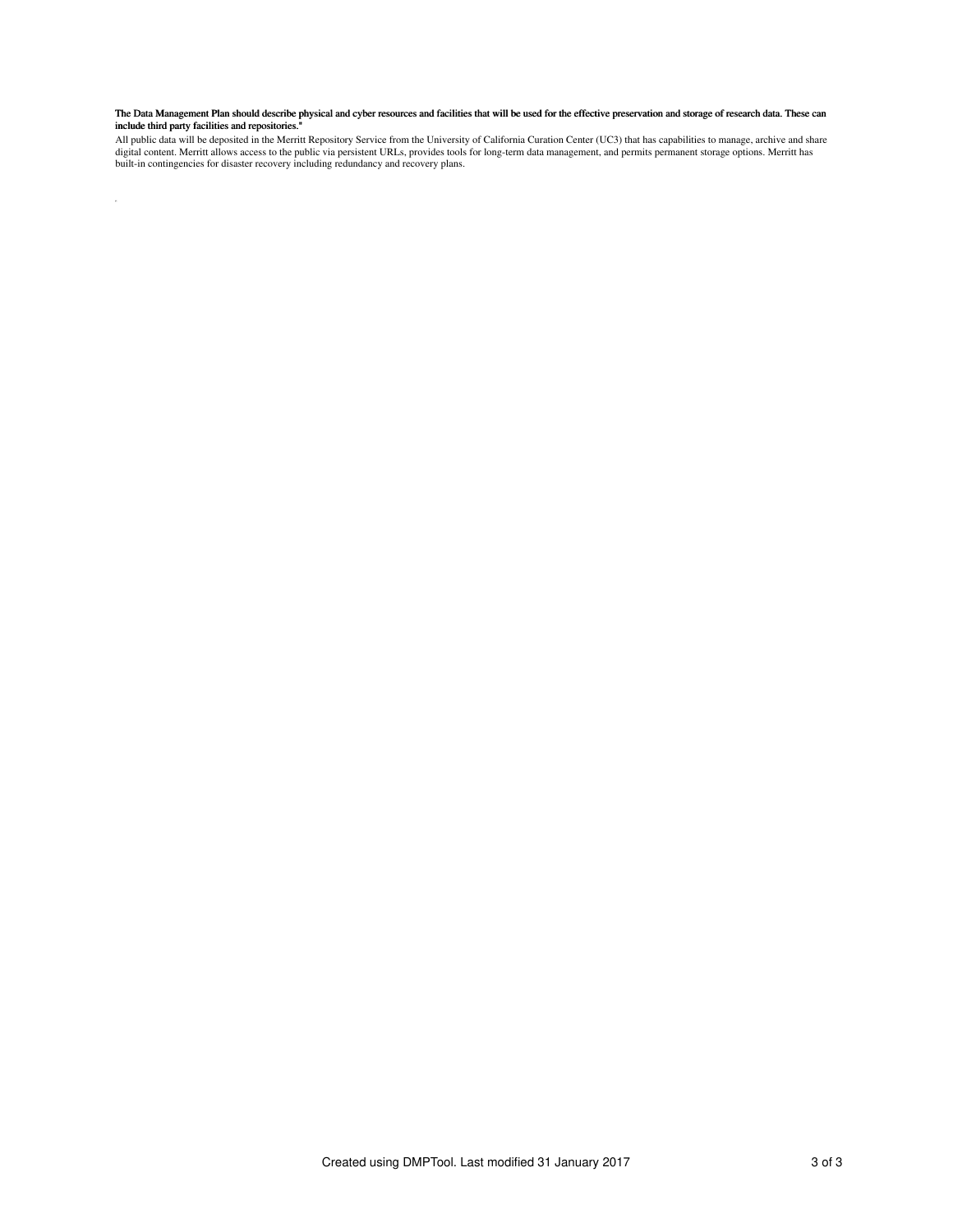**The Data Management Plan should describe physical and cyber resources and facilities that will be used for the effective preservation and storage of research data. These can include third party facilities and repositories."**

All public data will be deposited in the Merritt Repository Service from the University of California Curation Center (UC3) that has capabilities to manage, archive and share digital content. Merritt allows access to the public via persistent URLs, provides tools for long-term data management, and permits permanent storage options. Merritt has built-in contingencies for disaster recovery including redundancy and recovery plans.

Created using DMPTool. Last modified 31 January 2017